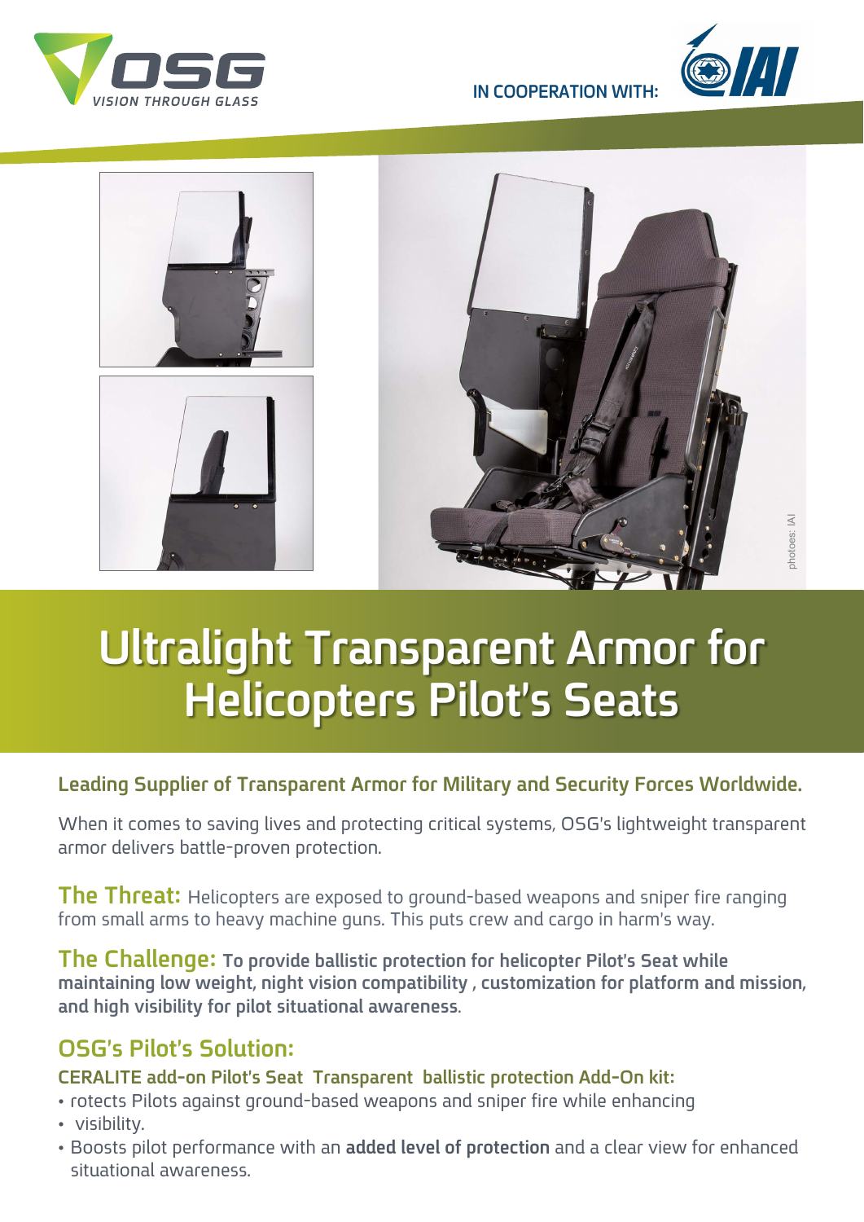OSG VISION THROUGH GLASS

IN COOPERATION WITH: IAI

photoes: IAI

# Ultralight Transparent Armor for Helicopters Pilot's Seats

### Leading Supplier of Transparent Armor for Military and Security Forces Worldwide.

When it comes to saving lives and protecting critical systems, OSG's lightweight transparent armor delivers battle-proven protection.

**The Threat:** Helicopters are exposed to ground-based weapons and sniper fire ranging from small arms to heavy machine guns. This puts crew and cargo in harm's way.

**The Challenge:** **To provide ballistic protection for helicopter Pilot's Seat while maintaining low weight, night vision compatibility , customization for platform and mission, and high visibility for pilot situational awareness**.

## OSG's Pilot's Solution:

**CERALITE add-on Pilot's Seat Transparent ballistic protection Add-On kit:**

- rotects Pilots against ground-based weapons and sniper fire while enhancing
- visibility.
- Boosts pilot performance with an **added level of protection** and a clear view for enhanced situational awareness.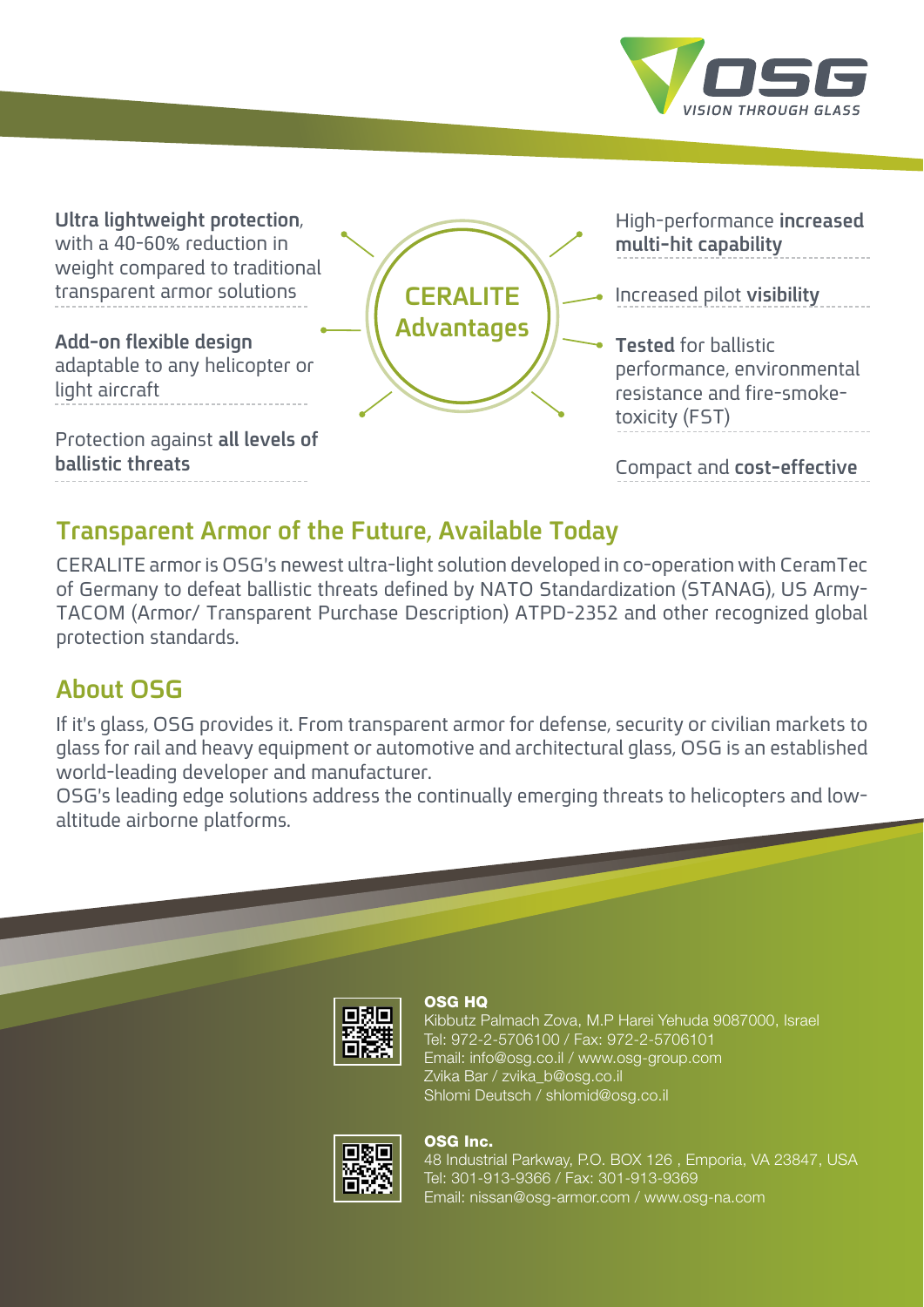OSG
VISION THROUGH GLASS

## CERALITE Advantages

- **Ultra lightweight protection**, with a 40-60% reduction in weight compared to traditional transparent armor solutions
- **Add-on flexible design** adaptable to any helicopter or light aircraft
- Protection against **all levels of ballistic threats**
- High-performance **increased multi-hit capability**
- Increased pilot **visibility**
- **Tested** for ballistic performance, environmental resistance and fire-smoke-toxicity (FST)
- Compact and **cost-effective**

## Transparent Armor of the Future, Available Today

CERALITE armor is OSG's newest ultra-light solution developed in co-operation with CeramTec of Germany to defeat ballistic threats defined by NATO Standardization (STANAG), US Army-TACOM (Armor/ Transparent Purchase Description) ATPD-2352 and other recognized global protection standards.

## About OSG

If it's glass, OSG provides it. From transparent armor for defense, security or civilian markets to glass for rail and heavy equipment or automotive and architectural glass, OSG is an established world-leading developer and manufacturer.

OSG's leading edge solutions address the continually emerging threats to helicopters and low-altitude airborne platforms.

**OSG HQ**
Kibbutz Palmach Zova, M.P Harei Yehuda 9087000, Israel
Tel: 972-2-5706100 / Fax: 972-2-5706101
Email: info@osg.co.il / www.osg-group.com
Zvika Bar / zvika_b@osg.co.il
Shlomi Deutsch / shlomid@osg.co.il

**OSG Inc.**
48 Industrial Parkway, P.O. BOX 126 , Emporia, VA 23847, USA
Tel: 301-913-9366 / Fax: 301-913-9369
Email: nissan@osg-armor.com / www.osg-na.com